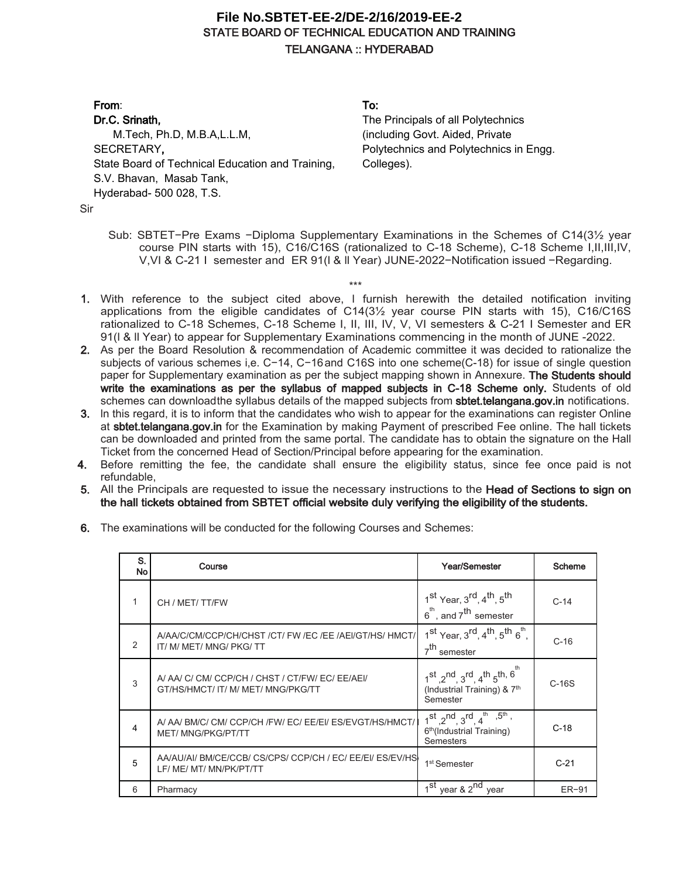**File No.SBTET-EE-2/DE-2/16/2019-EE-2**

STATE BOARD OF TECHNICAL EDUCATION AND TRAINING

TELANGANA :: HYDERABAD

**From**:
**Dr.C. Srinath,**
M.Tech, Ph.D, M.B.A,L.L.M,
SECRETARY**,**
State Board of Technical Education and Training,
S.V. Bhavan, Masab Tank,
Hyderabad- 500 028, T.S.

**To:**
The Principals of all Polytechnics (including Govt. Aided, Private Polytechnics and Polytechnics in Engg. Colleges).

Sir

Sub: SBTET–Pre Exams –Diploma Supplementary Examinations in the Schemes of C14(3½ year course PIN starts with 15), C16/C16S (rationalized to C-18 Scheme), C-18 Scheme I,II,III,IV, V,VI & C-21 I semester and ER 91(I & II Year) JUNE-2022–Notification issued –Regarding.

\*\*\*

1. With reference to the subject cited above, I furnish herewith the detailed notification inviting applications from the eligible candidates of C14(3½ year course PIN starts with 15), C16/C16S rationalized to C-18 Schemes, C-18 Scheme I, II, III, IV, V, VI semesters & C-21 I Semester and ER 91(I & II Year) to appear for Supplementary Examinations commencing in the month of JUNE -2022.
2. As per the Board Resolution & recommendation of Academic committee it was decided to rationalize the subjects of various schemes i,e. C–14, C–16 and C16S into one scheme(C-18) for issue of single question paper for Supplementary examination as per the subject mapping shown in Annexure. **The Students should write the examinations as per the syllabus of mapped subjects in C-18 Scheme only.** Students of old schemes can download the syllabus details of the mapped subjects from **sbtet.telangana.gov.in** notifications.
3. In this regard, it is to inform that the candidates who wish to appear for the examinations can register Online at **sbtet.telangana.gov.in** for the Examination by making Payment of prescribed Fee online. The hall tickets can be downloaded and printed from the same portal. The candidate has to obtain the signature on the Hall Ticket from the concerned Head of Section/Principal before appearing for the examination.
4. Before remitting the fee, the candidate shall ensure the eligibility status, since fee once paid is not refundable,
5. All the Principals are requested to issue the necessary instructions to the **Head of Sections to sign on the hall tickets obtained from SBTET official website duly verifying the eligibility of the students.**
6. The examinations will be conducted for the following Courses and Schemes:

| S. No | Course | Year/Semester | Scheme |
|---|---|---|---|
| 1 | CH / MET/ TT/FW | 1st Year, 3rd, 4th, 5th 6th, and 7th semester | C-14 |
| 2 | A/AA/C/CM/CCP/CH/CHST /CT/ FW /EC /EE /AEI/GT/HS/ HMCT/ IT/ M/ MET/ MNG/ PKG/ TT | 1st Year, 3rd, 4th, 5th 6th, 7th semester | C-16 |
| 3 | A/ AA/ C/ CM/ CCP/CH / CHST / CT/FW/ EC/ EE/AEI/ GT/HS/HMCT/ IT/ M/ MET/ MNG/PKG/TT | 1st ,2nd, 3rd, 4th 5th, 6th (Industrial Training) & 7th Semester | C-16S |
| 4 | A/ AA/ BM/C/ CM/ CCP/CH /FW/ EC/ EE/EI/ ES/EVGT/HS/HMCT/ MET/ MNG/PKG/PT/TT | 1st ,2nd, 3rd, 4th ,5th , 6th(Industrial Training) Semesters | C-18 |
| 5 | AA/AU/AI/ BM/CE/CCB/ CS/CPS/ CCP/CH / EC/ EE/EI/ ES/EV/HS/ LF/ ME/ MT/ MN/PK/PT/TT | 1st Semester | C-21 |
| 6 | Pharmacy | 1st year & 2nd year | ER–91 |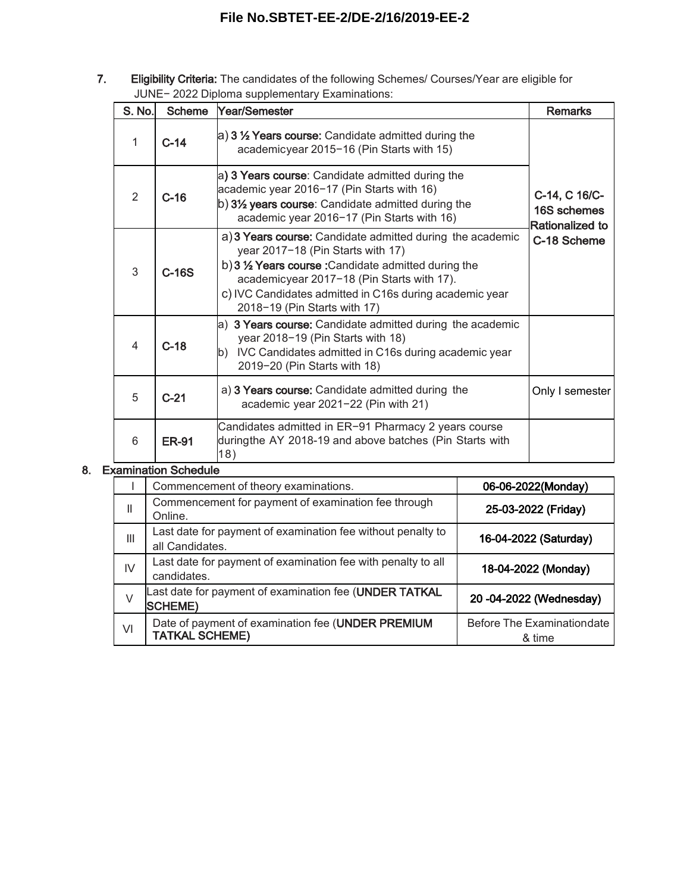7. **Eligibility Criteria:** The candidates of the following Schemes/ Courses/Year are eligible for JUNE− 2022 Diploma supplementary Examinations:

| S. No. | Scheme | Year/Semester | Remarks |
|---|---|---|---|
| 1 | C-14 | a) **3 ½ Years course:** Candidate admitted during the academicyear 2015−16 (Pin Starts with 15) | C-14, C 16/C-16S schemes Rationalized to C-18 Scheme |
| 2 | C-16 | a) **3 Years course**: Candidate admitted during the academic year 2016−17 (Pin Starts with 16)<br>b) **3½ years course**: Candidate admitted during the academic year 2016−17 (Pin Starts with 16) | |
| 3 | C-16S | a) **3 Years course:** Candidate admitted during the academic year 2017−18 (Pin Starts with 17)<br>b) **3 ½ Years course :**Candidate admitted during the academicyear 2017−18 (Pin Starts with 17).<br>c) IVC Candidates admitted in C16s during academic year 2018−19 (Pin Starts with 17) | |
| 4 | C-18 | a) **3 Years course:** Candidate admitted during the academic year 2018−19 (Pin Starts with 18)<br>b) IVC Candidates admitted in C16s during academic year 2019−20 (Pin Starts with 18) | |
| 5 | C-21 | a) **3 Years course:** Candidate admitted during the academic year 2021−22 (Pin with 21) | Only I semester |
| 6 | ER-91 | Candidates admitted in ER−91 Pharmacy 2 years course duringthe AY 2018-19 and above batches (Pin Starts with 18) | |

8. **Examination Schedule**

| | | |
|---|---|---|
| I | Commencement of theory examinations. | **06-06-2022(Monday)** |
| II | Commencement for payment of examination fee through Online. | **25-03-2022 (Friday)** |
| III | Last date for payment of examination fee without penalty to all Candidates. | **16-04-2022 (Saturday)** |
| IV | Last date for payment of examination fee with penalty to all candidates. | **18-04-2022 (Monday)** |
| V | Last date for payment of examination fee (**UNDER TATKAL SCHEME)** | **20 -04-2022 (Wednesday)** |
| VI | Date of payment of examination fee (**UNDER PREMIUM TATKAL SCHEME)** | Before The Examinationdate & time |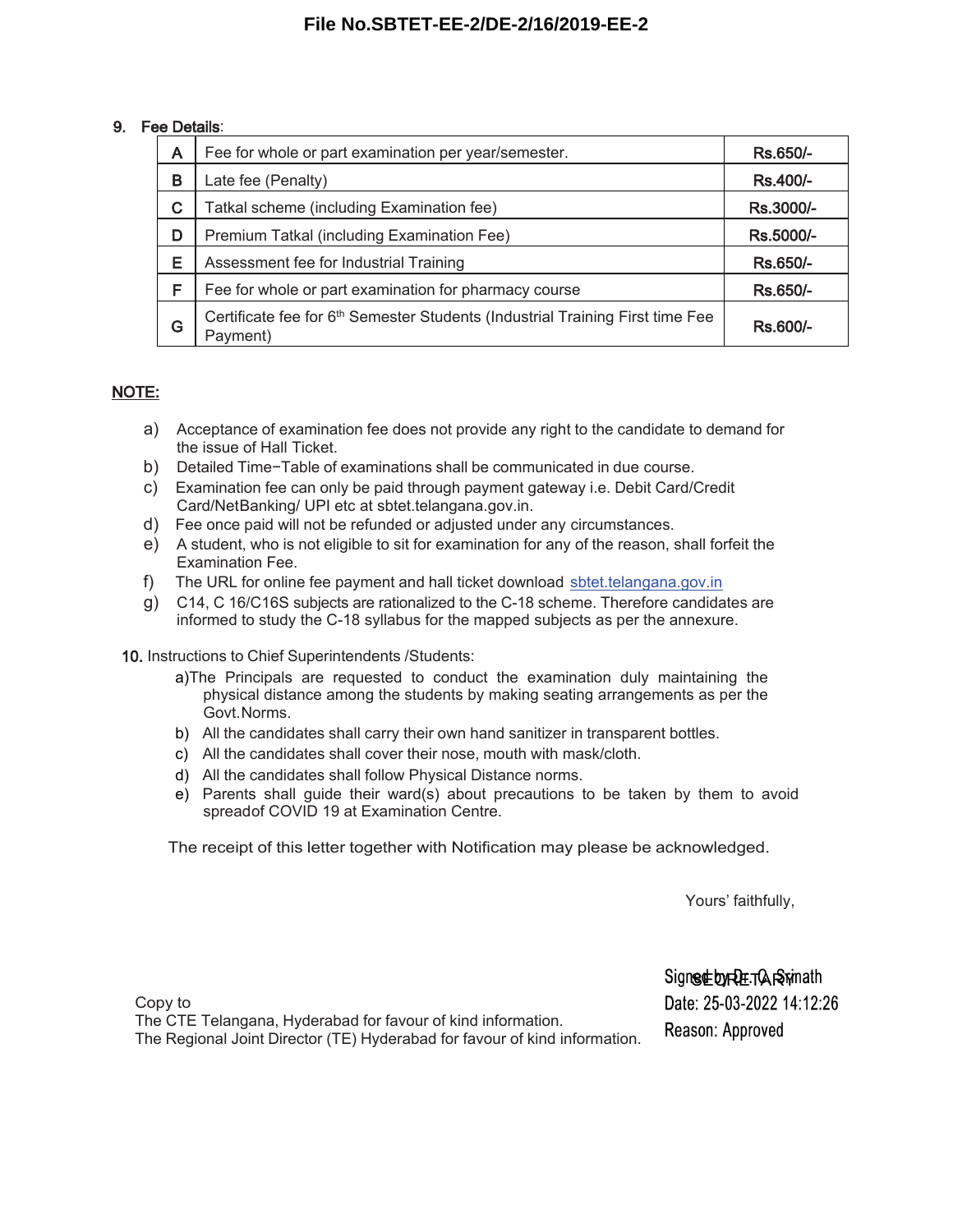9. **Fee Details**:

| | | |
|---|---|---|
| A | Fee for whole or part examination per year/semester. | Rs.650/- |
| B | Late fee (Penalty) | Rs.400/- |
| C | Tatkal scheme (including Examination fee) | Rs.3000/- |
| D | Premium Tatkal (including Examination Fee) | Rs.5000/- |
| E | Assessment fee for Industrial Training | Rs.650/- |
| F | Fee for whole or part examination for pharmacy course | Rs.650/- |
| G | Certificate fee for 6th Semester Students (Industrial Training First time Fee Payment) | Rs.600/- |

**NOTE:**

a) Acceptance of examination fee does not provide any right to the candidate to demand for the issue of Hall Ticket.
b) Detailed Time−Table of examinations shall be communicated in due course.
c) Examination fee can only be paid through payment gateway i.e. Debit Card/Credit Card/NetBanking/ UPI etc at sbtet.telangana.gov.in.
d) Fee once paid will not be refunded or adjusted under any circumstances.
e) A student, who is not eligible to sit for examination for any of the reason, shall forfeit the Examination Fee.
f) The URL for online fee payment and hall ticket download sbtet.telangana.gov.in
g) C14, C 16/C16S subjects are rationalized to the C-18 scheme. Therefore candidates are informed to study the C-18 syllabus for the mapped subjects as per the annexure.

10. Instructions to Chief Superintendents /Students:

a) The Principals are requested to conduct the examination duly maintaining the physical distance among the students by making seating arrangements as per the Govt.Norms.
b) All the candidates shall carry their own hand sanitizer in transparent bottles.
c) All the candidates shall cover their nose, mouth with mask/cloth.
d) All the candidates shall follow Physical Distance norms.
e) Parents shall guide their ward(s) about precautions to be taken by them to avoid spreadof COVID 19 at Examination Centre.

The receipt of this letter together with Notification may please be acknowledged.

Yours' faithfully,

SECRETARY

Signed by Dr. C. Srinath
Date: 25-03-2022 14:12:26
Reason: Approved

Copy to
The CTE Telangana, Hyderabad for favour of kind information.
The Regional Joint Director (TE) Hyderabad for favour of kind information.